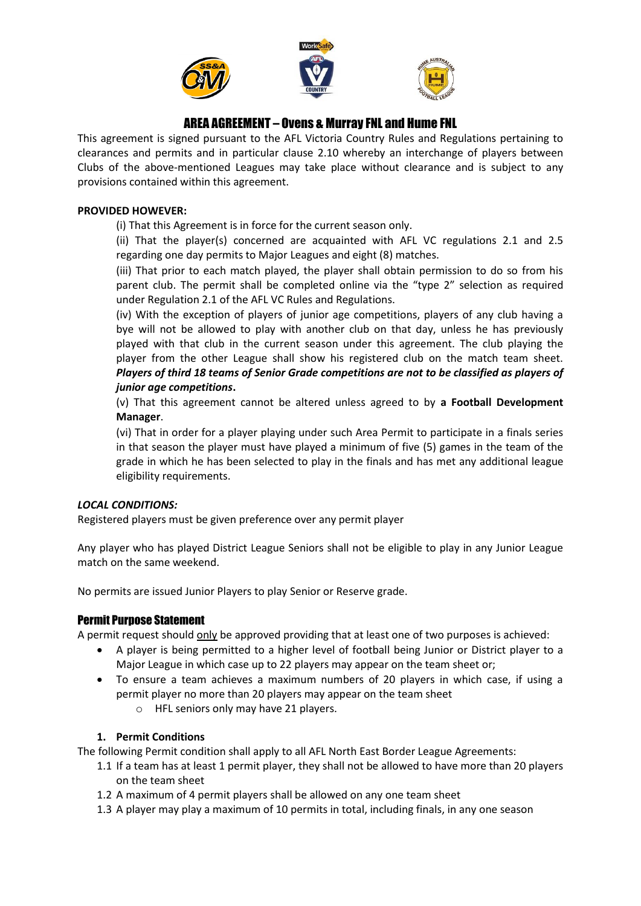# AREA AGREEMENT – Ovens & Murray FNL and Hume FNL

This agreement is signed pursuant to the AFL Victoria Country Rules and Regulations pertaining to clearances and permits and in particular clause 2.10 whereby an interchange of players between Clubs of the above-mentioned Leagues may take place without clearance and is subject to any provisions contained within this agreement.

**PROVIDED HOWEVER:**

(i) That this Agreement is in force for the current season only.

(ii) That the player(s) concerned are acquainted with AFL VC regulations 2.1 and 2.5 regarding one day permits to Major Leagues and eight (8) matches.

(iii) That prior to each match played, the player shall obtain permission to do so from his parent club. The permit shall be completed online via the "type 2" selection as required under Regulation 2.1 of the AFL VC Rules and Regulations.

(iv) With the exception of players of junior age competitions, players of any club having a bye will not be allowed to play with another club on that day, unless he has previously played with that club in the current season under this agreement. The club playing the player from the other League shall show his registered club on the match team sheet. ***Players of third 18 teams of Senior Grade competitions are not to be classified as players of junior age competitions*.**

(v) That this agreement cannot be altered unless agreed to by **a Football Development Manager**.

(vi) That in order for a player playing under such Area Permit to participate in a finals series in that season the player must have played a minimum of five (5) games in the team of the grade in which he has been selected to play in the finals and has met any additional league eligibility requirements.

***LOCAL CONDITIONS:***

Registered players must be given preference over any permit player

Any player who has played District League Seniors shall not be eligible to play in any Junior League match on the same weekend.

No permits are issued Junior Players to play Senior or Reserve grade.

## Permit Purpose Statement

A permit request should only be approved providing that at least one of two purposes is achieved:

- A player is being permitted to a higher level of football being Junior or District player to a Major League in which case up to 22 players may appear on the team sheet or;
- To ensure a team achieves a maximum numbers of 20 players in which case, if using a permit player no more than 20 players may appear on the team sheet
  - HFL seniors only may have 21 players.

### 1. Permit Conditions

The following Permit condition shall apply to all AFL North East Border League Agreements:

1.1 If a team has at least 1 permit player, they shall not be allowed to have more than 20 players on the team sheet

1.2 A maximum of 4 permit players shall be allowed on any one team sheet

1.3 A player may play a maximum of 10 permits in total, including finals, in any one season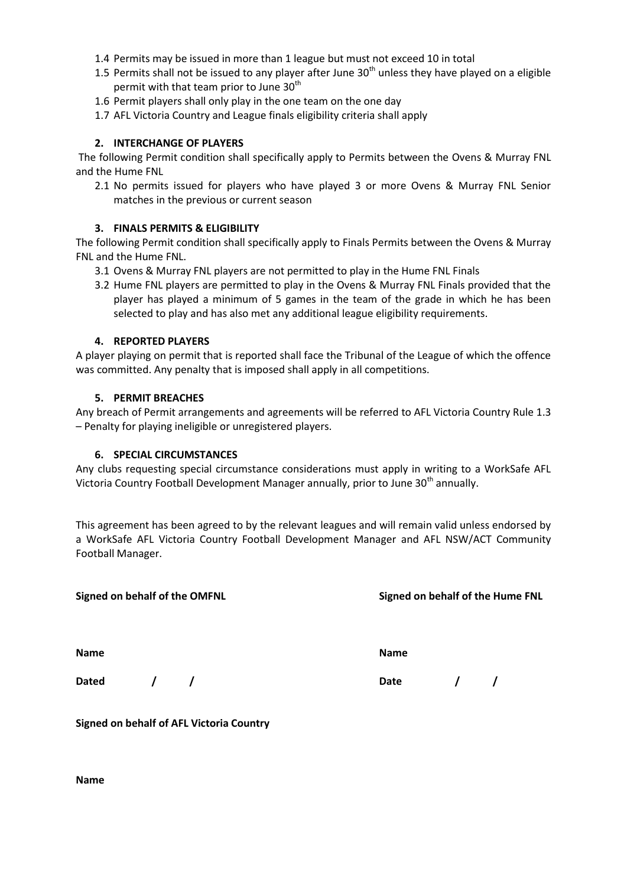1.4 Permits may be issued in more than 1 league but must not exceed 10 in total

1.5 Permits shall not be issued to any player after June 30th unless they have played on a eligible permit with that team prior to June 30th

1.6 Permit players shall only play in the one team on the one day

1.7 AFL Victoria Country and League finals eligibility criteria shall apply

### 2. INTERCHANGE OF PLAYERS

The following Permit condition shall specifically apply to Permits between the Ovens & Murray FNL and the Hume FNL

2.1 No permits issued for players who have played 3 or more Ovens & Murray FNL Senior matches in the previous or current season

### 3. FINALS PERMITS & ELIGIBILITY

The following Permit condition shall specifically apply to Finals Permits between the Ovens & Murray FNL and the Hume FNL.

3.1 Ovens & Murray FNL players are not permitted to play in the Hume FNL Finals

3.2 Hume FNL players are permitted to play in the Ovens & Murray FNL Finals provided that the player has played a minimum of 5 games in the team of the grade in which he has been selected to play and has also met any additional league eligibility requirements.

### 4. REPORTED PLAYERS

A player playing on permit that is reported shall face the Tribunal of the League of which the offence was committed. Any penalty that is imposed shall apply in all competitions.

### 5. PERMIT BREACHES

Any breach of Permit arrangements and agreements will be referred to AFL Victoria Country Rule 1.3 – Penalty for playing ineligible or unregistered players.

### 6. SPECIAL CIRCUMSTANCES

Any clubs requesting special circumstance considerations must apply in writing to a WorkSafe AFL Victoria Country Football Development Manager annually, prior to June 30th annually.

This agreement has been agreed to by the relevant leagues and will remain valid unless endorsed by a WorkSafe AFL Victoria Country Football Development Manager and AFL NSW/ACT Community Football Manager.

**Signed on behalf of the OMFNL**

**Name**

**Dated** / /

**Signed on behalf of the Hume FNL**

**Name**

**Date** / /

**Signed on behalf of AFL Victoria Country**

**Name**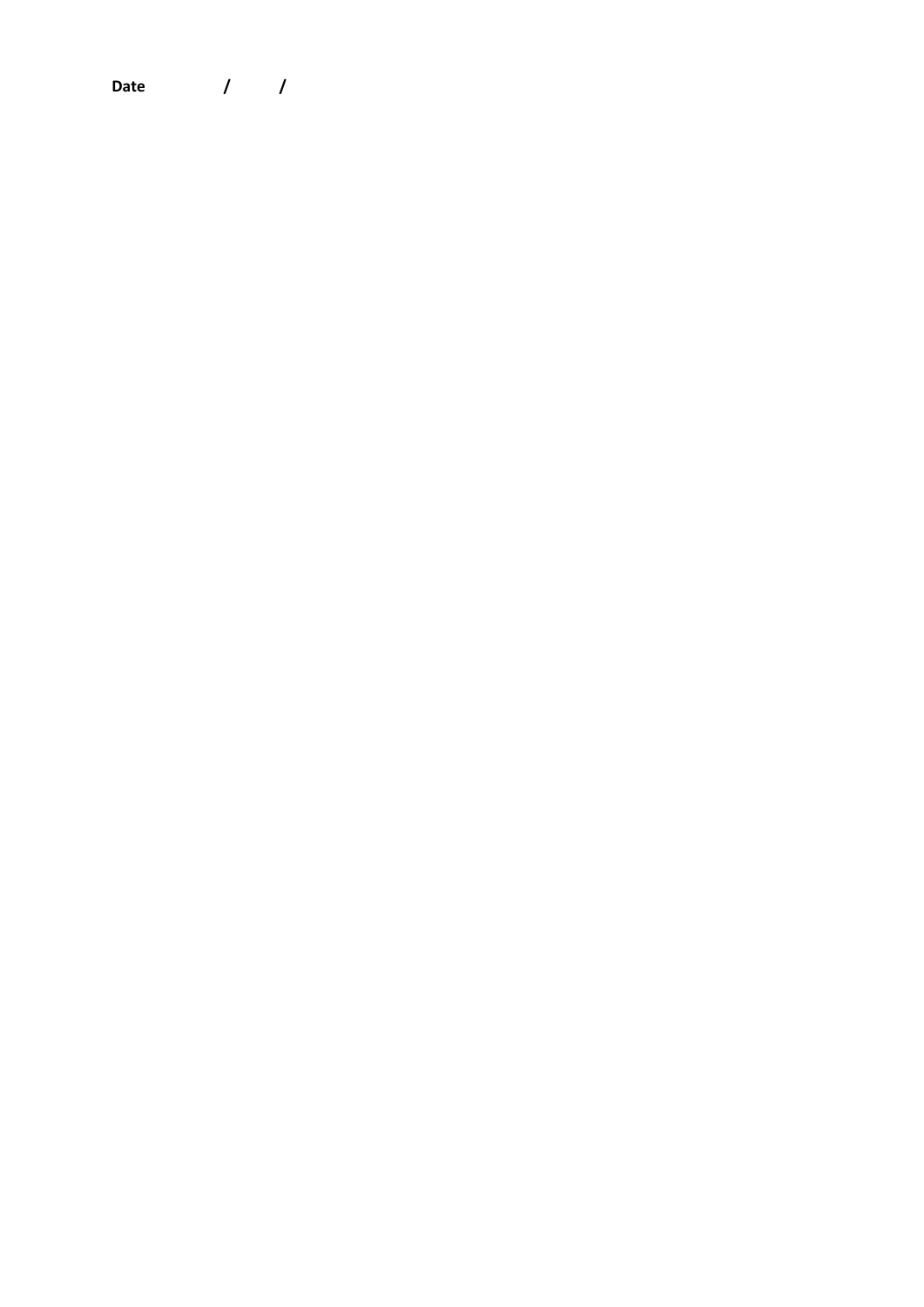**Date** / /